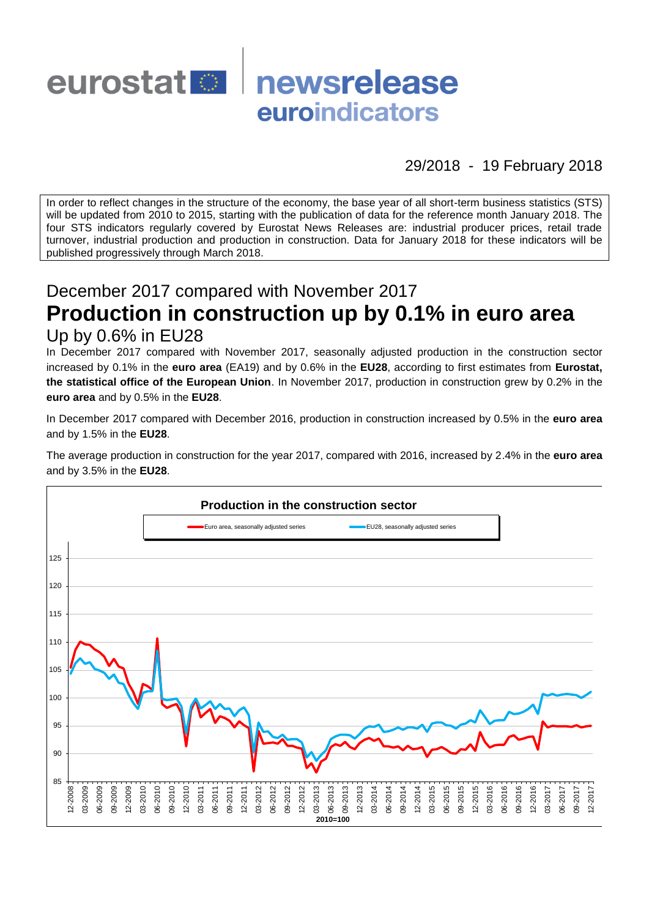# eurostat newsrelease euroindicators

29/2018 - 19 February 2018

In order to reflect changes in the structure of the economy, the base year of all short-term business statistics (STS) will be updated from 2010 to 2015, starting with the publication of data for the reference month January 2018. The four STS indicators regularly covered by Eurostat News Releases are: industrial producer prices, retail trade turnover, industrial production and production in construction. Data for January 2018 for these indicators will be published progressively through March 2018.

## December 2017 compared with November 2017

# Production in construction up by 0.1% in euro area

## Up by 0.6% in EU28

In December 2017 compared with November 2017, seasonally adjusted production in the construction sector increased by 0.1% in the **euro area** (EA19) and by 0.6% in the **EU28**, according to first estimates from **Eurostat, the statistical office of the European Union**. In November 2017, production in construction grew by 0.2% in the **euro area** and by 0.5% in the **EU28**.

In December 2017 compared with December 2016, production in construction increased by 0.5% in the **euro area** and by 1.5% in the **EU28**.

The average production in construction for the year 2017, compared with 2016, increased by 2.4% in the **euro area** and by 3.5% in the **EU28**.

**Production in the construction sector**

Euro area, seasonally adjusted series — EU28, seasonally adjusted series

2010=100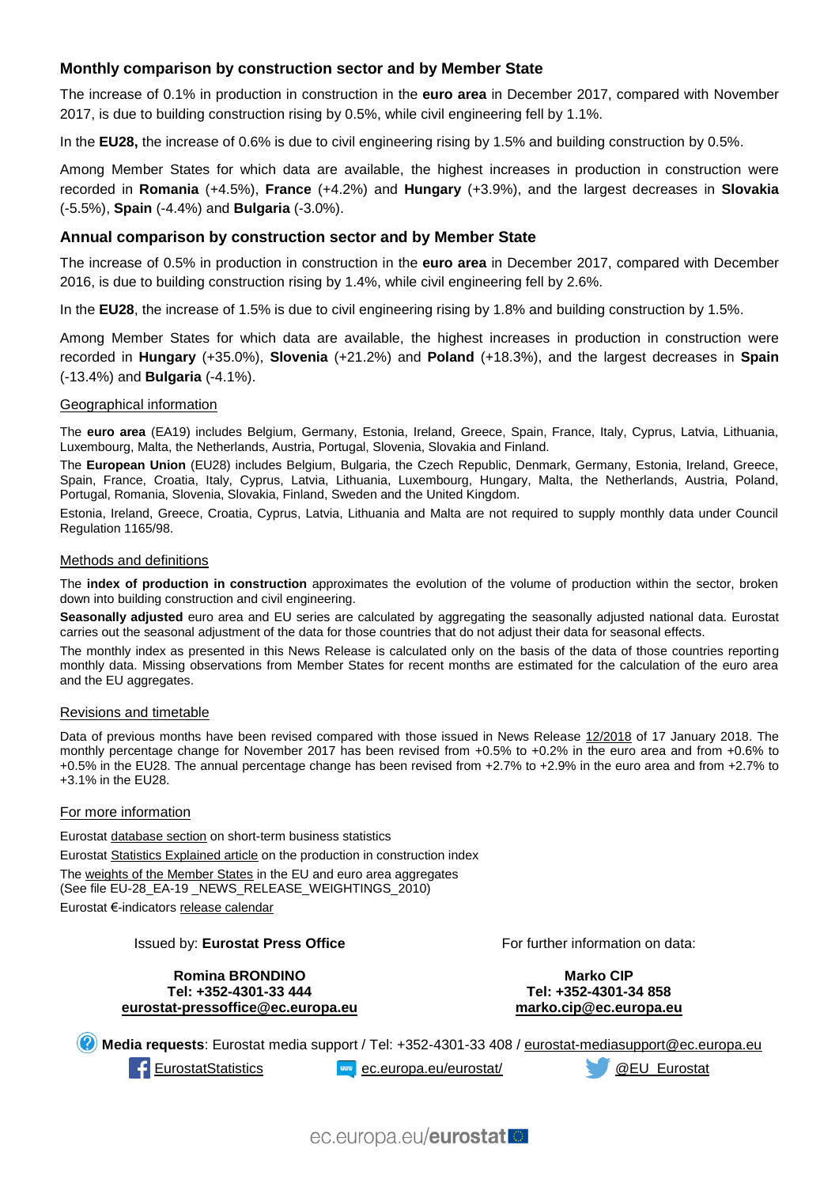## Monthly comparison by construction sector and by Member State

The increase of 0.1% in production in construction in the **euro area** in December 2017, compared with November 2017, is due to building construction rising by 0.5%, while civil engineering fell by 1.1%.

In the **EU28,** the increase of 0.6% is due to civil engineering rising by 1.5% and building construction by 0.5%.

Among Member States for which data are available, the highest increases in production in construction were recorded in **Romania** (+4.5%), **France** (+4.2%) and **Hungary** (+3.9%), and the largest decreases in **Slovakia** (-5.5%), **Spain** (-4.4%) and **Bulgaria** (-3.0%).

## Annual comparison by construction sector and by Member State

The increase of 0.5% in production in construction in the **euro area** in December 2017, compared with December 2016, is due to building construction rising by 1.4%, while civil engineering fell by 2.6%.

In the **EU28**, the increase of 1.5% is due to civil engineering rising by 1.8% and building construction by 1.5%.

Among Member States for which data are available, the highest increases in production in construction were recorded in **Hungary** (+35.0%), **Slovenia** (+21.2%) and **Poland** (+18.3%), and the largest decreases in **Spain** (-13.4%) and **Bulgaria** (-4.1%).

### Geographical information

The **euro area** (EA19) includes Belgium, Germany, Estonia, Ireland, Greece, Spain, France, Italy, Cyprus, Latvia, Lithuania, Luxembourg, Malta, the Netherlands, Austria, Portugal, Slovenia, Slovakia and Finland.

The **European Union** (EU28) includes Belgium, Bulgaria, the Czech Republic, Denmark, Germany, Estonia, Ireland, Greece, Spain, France, Croatia, Italy, Cyprus, Latvia, Lithuania, Luxembourg, Hungary, Malta, the Netherlands, Austria, Poland, Portugal, Romania, Slovenia, Slovakia, Finland, Sweden and the United Kingdom.

Estonia, Ireland, Greece, Croatia, Cyprus, Latvia, Lithuania and Malta are not required to supply monthly data under Council Regulation 1165/98.

### Methods and definitions

The **index of production in construction** approximates the evolution of the volume of production within the sector, broken down into building construction and civil engineering.

**Seasonally adjusted** euro area and EU series are calculated by aggregating the seasonally adjusted national data. Eurostat carries out the seasonal adjustment of the data for those countries that do not adjust their data for seasonal effects.

The monthly index as presented in this News Release is calculated only on the basis of the data of those countries reporting monthly data. Missing observations from Member States for recent months are estimated for the calculation of the euro area and the EU aggregates.

### Revisions and timetable

Data of previous months have been revised compared with those issued in News Release 12/2018 of 17 January 2018. The monthly percentage change for November 2017 has been revised from +0.5% to +0.2% in the euro area and from +0.6% to +0.5% in the EU28. The annual percentage change has been revised from +2.7% to +2.9% in the euro area and from +2.7% to +3.1% in the EU28.

### For more information

Eurostat database section on short-term business statistics

Eurostat Statistics Explained article on the production in construction index

The weights of the Member States in the EU and euro area aggregates
(See file EU-28_EA-19 _NEWS_RELEASE_WEIGHTINGS_2010)

Eurostat €-indicators release calendar

Issued by: **Eurostat Press Office**

**Romina BRONDINO**
**Tel: +352-4301-33 444**
**eurostat-pressoffice@ec.europa.eu**

For further information on data:

**Marko CIP**
**Tel: +352-4301-34 858**
**marko.cip@ec.europa.eu**

**Media requests**: Eurostat media support / Tel: +352-4301-33 408 / eurostat-mediasupport@ec.europa.eu

EurostatStatistics | ec.europa.eu/eurostat/ | @EU_Eurostat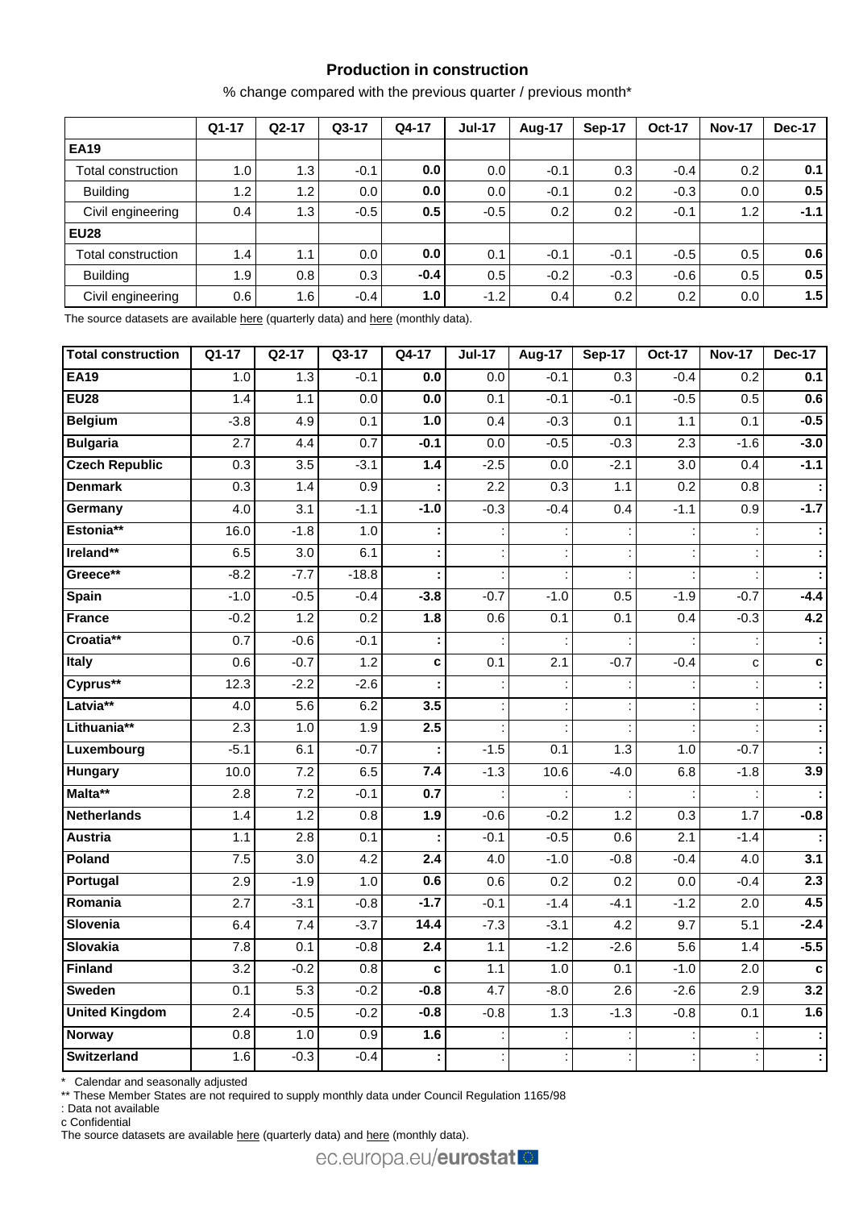## Production in construction

% change compared with the previous quarter / previous month*

| | Q1-17 | Q2-17 | Q3-17 | Q4-17 | Jul-17 | Aug-17 | Sep-17 | Oct-17 | Nov-17 | Dec-17 |
|---|---|---|---|---|---|---|---|---|---|---|
| **EA19** | | | | | | | | | | |
| Total construction | 1.0 | 1.3 | -0.1 | **0.0** | 0.0 | -0.1 | 0.3 | -0.4 | 0.2 | **0.1** |
| Building | 1.2 | 1.2 | 0.0 | **0.0** | 0.0 | -0.1 | 0.2 | -0.3 | 0.0 | **0.5** |
| Civil engineering | 0.4 | 1.3 | -0.5 | **0.5** | -0.5 | 0.2 | 0.2 | -0.1 | 1.2 | **-1.1** |
| **EU28** | | | | | | | | | | |
| Total construction | 1.4 | 1.1 | 0.0 | **0.0** | 0.1 | -0.1 | -0.1 | -0.5 | 0.5 | **0.6** |
| Building | 1.9 | 0.8 | 0.3 | **-0.4** | 0.5 | -0.2 | -0.3 | -0.6 | 0.5 | **0.5** |
| Civil engineering | 0.6 | 1.6 | -0.4 | **1.0** | -1.2 | 0.4 | 0.2 | 0.2 | 0.0 | **1.5** |

The source datasets are available here (quarterly data) and here (monthly data).

| Total construction | Q1-17 | Q2-17 | Q3-17 | Q4-17 | Jul-17 | Aug-17 | Sep-17 | Oct-17 | Nov-17 | Dec-17 |
|---|---|---|---|---|---|---|---|---|---|---|
| **EA19** | 1.0 | 1.3 | -0.1 | **0.0** | 0.0 | -0.1 | 0.3 | -0.4 | 0.2 | **0.1** |
| **EU28** | 1.4 | 1.1 | 0.0 | **0.0** | 0.1 | -0.1 | -0.1 | -0.5 | 0.5 | **0.6** |
| **Belgium** | -3.8 | 4.9 | 0.1 | **1.0** | 0.4 | -0.3 | 0.1 | 1.1 | 0.1 | **-0.5** |
| **Bulgaria** | 2.7 | 4.4 | 0.7 | **-0.1** | 0.0 | -0.5 | -0.3 | 2.3 | -1.6 | **-3.0** |
| **Czech Republic** | 0.3 | 3.5 | -3.1 | **1.4** | -2.5 | 0.0 | -2.1 | 3.0 | 0.4 | **-1.1** |
| **Denmark** | 0.3 | 1.4 | 0.9 | **:** | 2.2 | 0.3 | 1.1 | 0.2 | 0.8 | **:** |
| **Germany** | 4.0 | 3.1 | -1.1 | **-1.0** | -0.3 | -0.4 | 0.4 | -1.1 | 0.9 | **-1.7** |
| **Estonia\*\*** | 16.0 | -1.8 | 1.0 | **:** | : | : | : | : | : | **:** |
| **Ireland\*\*** | 6.5 | 3.0 | 6.1 | **:** | : | : | : | : | : | **:** |
| **Greece\*\*** | -8.2 | -7.7 | -18.8 | **:** | : | : | : | : | : | **:** |
| **Spain** | -1.0 | -0.5 | -0.4 | **-3.8** | -0.7 | -1.0 | 0.5 | -1.9 | -0.7 | **-4.4** |
| **France** | -0.2 | 1.2 | 0.2 | **1.8** | 0.6 | 0.1 | 0.1 | 0.4 | -0.3 | **4.2** |
| **Croatia\*\*** | 0.7 | -0.6 | -0.1 | **:** | : | : | : | : | : | **:** |
| **Italy** | 0.6 | -0.7 | 1.2 | **c** | 0.1 | 2.1 | -0.7 | -0.4 | c | **c** |
| **Cyprus\*\*** | 12.3 | -2.2 | -2.6 | **:** | : | : | : | : | : | **:** |
| **Latvia\*\*** | 4.0 | 5.6 | 6.2 | **3.5** | : | : | : | : | : | **:** |
| **Lithuania\*\*** | 2.3 | 1.0 | 1.9 | **2.5** | : | : | : | : | : | **:** |
| **Luxembourg** | -5.1 | 6.1 | -0.7 | **:** | -1.5 | 0.1 | 1.3 | 1.0 | -0.7 | **:** |
| **Hungary** | 10.0 | 7.2 | 6.5 | **7.4** | -1.3 | 10.6 | -4.0 | 6.8 | -1.8 | **3.9** |
| **Malta\*\*** | 2.8 | 7.2 | -0.1 | **0.7** | : | : | : | : | : | **:** |
| **Netherlands** | 1.4 | 1.2 | 0.8 | **1.9** | -0.6 | -0.2 | 1.2 | 0.3 | 1.7 | **-0.8** |
| **Austria** | 1.1 | 2.8 | 0.1 | **:** | -0.1 | -0.5 | 0.6 | 2.1 | -1.4 | **:** |
| **Poland** | 7.5 | 3.0 | 4.2 | **2.4** | 4.0 | -1.0 | -0.8 | -0.4 | 4.0 | **3.1** |
| **Portugal** | 2.9 | -1.9 | 1.0 | **0.6** | 0.6 | 0.2 | 0.2 | 0.0 | -0.4 | **2.3** |
| **Romania** | 2.7 | -3.1 | -0.8 | **-1.7** | -0.1 | -1.4 | -4.1 | -1.2 | 2.0 | **4.5** |
| **Slovenia** | 6.4 | 7.4 | -3.7 | **14.4** | -7.3 | -3.1 | 4.2 | 9.7 | 5.1 | **-2.4** |
| **Slovakia** | 7.8 | 0.1 | -0.8 | **2.4** | 1.1 | -1.2 | -2.6 | 5.6 | 1.4 | **-5.5** |
| **Finland** | 3.2 | -0.2 | 0.8 | **c** | 1.1 | 1.0 | 0.1 | -1.0 | 2.0 | **c** |
| **Sweden** | 0.1 | 5.3 | -0.2 | **-0.8** | 4.7 | -8.0 | 2.6 | -2.6 | 2.9 | **3.2** |
| **United Kingdom** | 2.4 | -0.5 | -0.2 | **-0.8** | -0.8 | 1.3 | -1.3 | -0.8 | 0.1 | **1.6** |
| **Norway** | 0.8 | 1.0 | 0.9 | **1.6** | : | : | : | : | : | **:** |
| **Switzerland** | 1.6 | -0.3 | -0.4 | **:** | : | : | : | : | : | **:** |

\* Calendar and seasonally adjusted
\*\* These Member States are not required to supply monthly data under Council Regulation 1165/98
: Data not available
c Confidential
The source datasets are available here (quarterly data) and here (monthly data).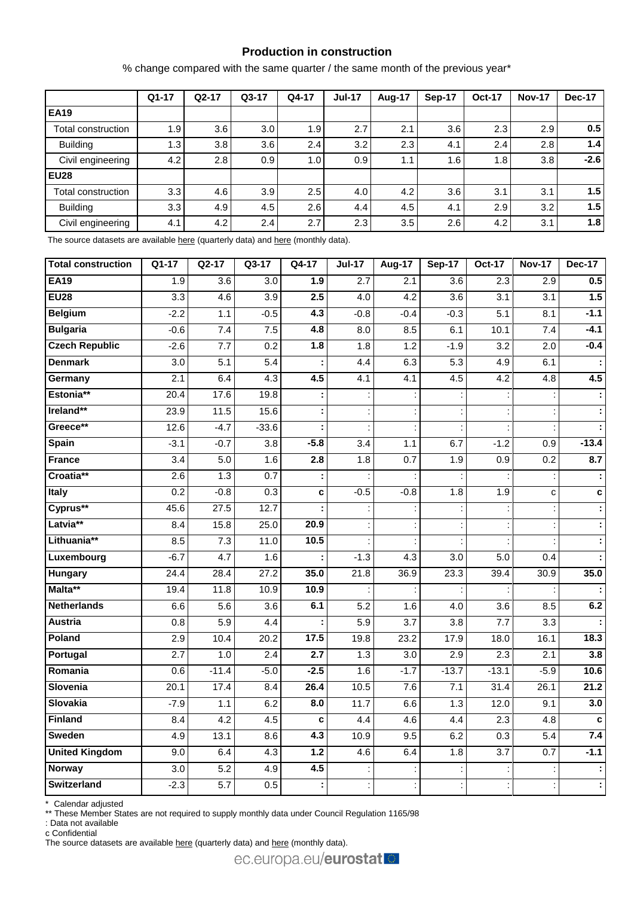### Production in construction

% change compared with the same quarter / the same month of the previous year*

| | Q1-17 | Q2-17 | Q3-17 | Q4-17 | Jul-17 | Aug-17 | Sep-17 | Oct-17 | Nov-17 | Dec-17 |
|---|---|---|---|---|---|---|---|---|---|---|
| **EA19** | | | | | | | | | | |
| Total construction | 1.9 | 3.6 | 3.0 | 1.9 | 2.7 | 2.1 | 3.6 | 2.3 | 2.9 | **0.5** |
| Building | 1.3 | 3.8 | 3.6 | 2.4 | 3.2 | 2.3 | 4.1 | 2.4 | 2.8 | **1.4** |
| Civil engineering | 4.2 | 2.8 | 0.9 | 1.0 | 0.9 | 1.1 | 1.6 | 1.8 | 3.8 | **-2.6** |
| **EU28** | | | | | | | | | | |
| Total construction | 3.3 | 4.6 | 3.9 | 2.5 | 4.0 | 4.2 | 3.6 | 3.1 | 3.1 | **1.5** |
| Building | 3.3 | 4.9 | 4.5 | 2.6 | 4.4 | 4.5 | 4.1 | 2.9 | 3.2 | **1.5** |
| Civil engineering | 4.1 | 4.2 | 2.4 | 2.7 | 2.3 | 3.5 | 2.6 | 4.2 | 3.1 | **1.8** |

The source datasets are available here (quarterly data) and here (monthly data).

| **Total construction** | Q1-17 | Q2-17 | Q3-17 | Q4-17 | Jul-17 | Aug-17 | Sep-17 | Oct-17 | Nov-17 | Dec-17 |
|---|---|---|---|---|---|---|---|---|---|---|
| **EA19** | 1.9 | 3.6 | 3.0 | **1.9** | 2.7 | 2.1 | 3.6 | 2.3 | 2.9 | **0.5** |
| **EU28** | 3.3 | 4.6 | 3.9 | **2.5** | 4.0 | 4.2 | 3.6 | 3.1 | 3.1 | **1.5** |
| **Belgium** | -2.2 | 1.1 | -0.5 | **4.3** | -0.8 | -0.4 | -0.3 | 5.1 | 8.1 | **-1.1** |
| **Bulgaria** | -0.6 | 7.4 | 7.5 | **4.8** | 8.0 | 8.5 | 6.1 | 10.1 | 7.4 | **-4.1** |
| **Czech Republic** | -2.6 | 7.7 | 0.2 | **1.8** | 1.8 | 1.2 | -1.9 | 3.2 | 2.0 | **-0.4** |
| **Denmark** | 3.0 | 5.1 | 5.4 | **:** | 4.4 | 6.3 | 5.3 | 4.9 | 6.1 | **:** |
| **Germany** | 2.1 | 6.4 | 4.3 | **4.5** | 4.1 | 4.1 | 4.5 | 4.2 | 4.8 | **4.5** |
| **Estonia**** | 20.4 | 17.6 | 19.8 | **:** | : | : | : | : | : | **:** |
| **Ireland**** | 23.9 | 11.5 | 15.6 | **:** | : | : | : | : | : | **:** |
| **Greece**** | 12.6 | -4.7 | -33.6 | **:** | : | : | : | : | : | **:** |
| **Spain** | -3.1 | -0.7 | 3.8 | **-5.8** | 3.4 | 1.1 | 6.7 | -1.2 | 0.9 | **-13.4** |
| **France** | 3.4 | 5.0 | 1.6 | **2.8** | 1.8 | 0.7 | 1.9 | 0.9 | 0.2 | **8.7** |
| **Croatia**** | 2.6 | 1.3 | 0.7 | **:** | : | : | : | : | : | **:** |
| **Italy** | 0.2 | -0.8 | 0.3 | **c** | -0.5 | -0.8 | 1.8 | 1.9 | c | **c** |
| **Cyprus**** | 45.6 | 27.5 | 12.7 | **:** | : | : | : | : | : | **:** |
| **Latvia**** | 8.4 | 15.8 | 25.0 | **20.9** | : | : | : | : | : | **:** |
| **Lithuania**** | 8.5 | 7.3 | 11.0 | **10.5** | : | : | : | : | : | **:** |
| **Luxembourg** | -6.7 | 4.7 | 1.6 | **:** | -1.3 | 4.3 | 3.0 | 5.0 | 0.4 | **:** |
| **Hungary** | 24.4 | 28.4 | 27.2 | **35.0** | 21.8 | 36.9 | 23.3 | 39.4 | 30.9 | **35.0** |
| **Malta**** | 19.4 | 11.8 | 10.9 | **10.9** | : | : | : | : | : | **:** |
| **Netherlands** | 6.6 | 5.6 | 3.6 | **6.1** | 5.2 | 1.6 | 4.0 | 3.6 | 8.5 | **6.2** |
| **Austria** | 0.8 | 5.9 | 4.4 | **:** | 5.9 | 3.7 | 3.8 | 7.7 | 3.3 | **:** |
| **Poland** | 2.9 | 10.4 | 20.2 | **17.5** | 19.8 | 23.2 | 17.9 | 18.0 | 16.1 | **18.3** |
| **Portugal** | 2.7 | 1.0 | 2.4 | **2.7** | 1.3 | 3.0 | 2.9 | 2.3 | 2.1 | **3.8** |
| **Romania** | 0.6 | -11.4 | -5.0 | **-2.5** | 1.6 | -1.7 | -13.7 | -13.1 | -5.9 | **10.6** |
| **Slovenia** | 20.1 | 17.4 | 8.4 | **26.4** | 10.5 | 7.6 | 7.1 | 31.4 | 26.1 | **21.2** |
| **Slovakia** | -7.9 | 1.1 | 6.2 | **8.0** | 11.7 | 6.6 | 1.3 | 12.0 | 9.1 | **3.0** |
| **Finland** | 8.4 | 4.2 | 4.5 | **c** | 4.4 | 4.6 | 4.4 | 2.3 | 4.8 | **c** |
| **Sweden** | 4.9 | 13.1 | 8.6 | **4.3** | 10.9 | 9.5 | 6.2 | 0.3 | 5.4 | **7.4** |
| **United Kingdom** | 9.0 | 6.4 | 4.3 | **1.2** | 4.6 | 6.4 | 1.8 | 3.7 | 0.7 | **-1.1** |
| **Norway** | 3.0 | 5.2 | 4.9 | **4.5** | : | : | : | : | : | **:** |
| **Switzerland** | -2.3 | 5.7 | 0.5 | **:** | : | : | : | : | : | **:** |

\* Calendar adjusted

** These Member States are not required to supply monthly data under Council Regulation 1165/98

: Data not available

c Confidential

The source datasets are available here (quarterly data) and here (monthly data).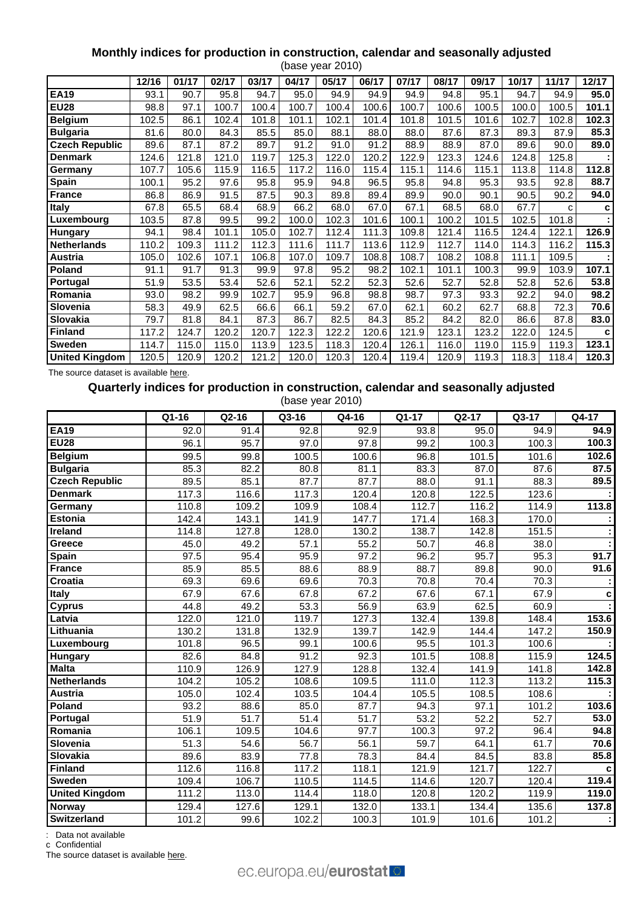**Monthly indices for production in construction, calendar and seasonally adjusted**

(base year 2010)

| | 12/16 | 01/17 | 02/17 | 03/17 | 04/17 | 05/17 | 06/17 | 07/17 | 08/17 | 09/17 | 10/17 | 11/17 | 12/17 |
|---|---|---|---|---|---|---|---|---|---|---|---|---|---|
| **EA19** | 93.1 | 90.7 | 95.8 | 94.7 | 95.0 | 94.9 | 94.9 | 94.9 | 94.8 | 95.1 | 94.7 | 94.9 | **95.0** |
| **EU28** | 98.8 | 97.1 | 100.7 | 100.4 | 100.7 | 100.4 | 100.6 | 100.7 | 100.6 | 100.5 | 100.0 | 100.5 | **101.1** |
| **Belgium** | 102.5 | 86.1 | 102.4 | 101.8 | 101.1 | 102.1 | 101.4 | 101.8 | 101.5 | 101.6 | 102.7 | 102.8 | **102.3** |
| **Bulgaria** | 81.6 | 80.0 | 84.3 | 85.5 | 85.0 | 88.1 | 88.0 | 88.0 | 87.6 | 87.3 | 89.3 | 87.9 | **85.3** |
| **Czech Republic** | 89.6 | 87.1 | 87.2 | 89.7 | 91.2 | 91.0 | 91.2 | 88.9 | 88.9 | 87.0 | 89.6 | 90.0 | **89.0** |
| **Denmark** | 124.6 | 121.8 | 121.0 | 119.7 | 125.3 | 122.0 | 120.2 | 122.9 | 123.3 | 124.6 | 124.8 | 125.8 | **:** |
| **Germany** | 107.7 | 105.6 | 115.9 | 116.5 | 117.2 | 116.0 | 115.4 | 115.1 | 114.6 | 115.1 | 113.8 | 114.8 | **112.8** |
| **Spain** | 100.1 | 95.2 | 97.6 | 95.8 | 95.9 | 94.8 | 96.5 | 95.8 | 94.8 | 95.3 | 93.5 | 92.8 | **88.7** |
| **France** | 86.8 | 86.9 | 91.5 | 87.5 | 90.3 | 89.8 | 89.4 | 89.9 | 90.0 | 90.1 | 90.5 | 90.2 | **94.0** |
| **Italy** | 67.8 | 65.5 | 68.4 | 68.9 | 66.2 | 68.0 | 67.0 | 67.1 | 68.5 | 68.0 | 67.7 | c | **c** |
| **Luxembourg** | 103.5 | 87.8 | 99.5 | 99.2 | 100.0 | 102.3 | 101.6 | 100.1 | 100.2 | 101.5 | 102.5 | 101.8 | **:** |
| **Hungary** | 94.1 | 98.4 | 101.1 | 105.0 | 102.7 | 112.4 | 111.3 | 109.8 | 121.4 | 116.5 | 124.4 | 122.1 | **126.9** |
| **Netherlands** | 110.2 | 109.3 | 111.2 | 112.3 | 111.6 | 111.7 | 113.6 | 112.9 | 112.7 | 114.0 | 114.3 | 116.2 | **115.3** |
| **Austria** | 105.0 | 102.6 | 107.1 | 106.8 | 107.0 | 109.7 | 108.8 | 108.7 | 108.2 | 108.8 | 111.1 | 109.5 | **:** |
| **Poland** | 91.1 | 91.7 | 91.3 | 99.9 | 97.8 | 95.2 | 98.2 | 102.1 | 101.1 | 100.3 | 99.9 | 103.9 | **107.1** |
| **Portugal** | 51.9 | 53.5 | 53.4 | 52.6 | 52.1 | 52.2 | 52.3 | 52.6 | 52.7 | 52.8 | 52.8 | 52.6 | **53.8** |
| **Romania** | 93.0 | 98.2 | 99.9 | 102.7 | 95.9 | 96.8 | 98.8 | 98.7 | 97.3 | 93.3 | 92.2 | 94.0 | **98.2** |
| **Slovenia** | 58.3 | 49.9 | 62.5 | 66.6 | 66.1 | 59.2 | 67.0 | 62.1 | 60.2 | 62.7 | 68.8 | 72.3 | **70.6** |
| **Slovakia** | 79.7 | 81.8 | 84.1 | 87.3 | 86.7 | 82.5 | 84.3 | 85.2 | 84.2 | 82.0 | 86.6 | 87.8 | **83.0** |
| **Finland** | 117.2 | 124.7 | 120.2 | 120.7 | 122.3 | 122.2 | 120.6 | 121.9 | 123.1 | 123.2 | 122.0 | 124.5 | **c** |
| **Sweden** | 114.7 | 115.0 | 115.0 | 113.9 | 123.5 | 118.3 | 120.4 | 126.1 | 116.0 | 119.0 | 115.9 | 119.3 | **123.1** |
| **United Kingdom** | 120.5 | 120.9 | 120.2 | 121.2 | 120.0 | 120.3 | 120.4 | 119.4 | 120.9 | 119.3 | 118.3 | 118.4 | **120.3** |

The source dataset is available here.

**Quarterly indices for production in construction, calendar and seasonally adjusted**

(base year 2010)

| | Q1-16 | Q2-16 | Q3-16 | Q4-16 | Q1-17 | Q2-17 | Q3-17 | Q4-17 |
|---|---|---|---|---|---|---|---|---|
| **EA19** | 92.0 | 91.4 | 92.8 | 92.9 | 93.8 | 95.0 | 94.9 | **94.9** |
| **EU28** | 96.1 | 95.7 | 97.0 | 97.8 | 99.2 | 100.3 | 100.3 | **100.3** |
| **Belgium** | 99.5 | 99.8 | 100.5 | 100.6 | 96.8 | 101.5 | 101.6 | **102.6** |
| **Bulgaria** | 85.3 | 82.2 | 80.8 | 81.1 | 83.3 | 87.0 | 87.6 | **87.5** |
| **Czech Republic** | 89.5 | 85.1 | 87.7 | 87.7 | 88.0 | 91.1 | 88.3 | **89.5** |
| **Denmark** | 117.3 | 116.6 | 117.3 | 120.4 | 120.8 | 122.5 | 123.6 | **:** |
| **Germany** | 110.8 | 109.2 | 109.9 | 108.4 | 112.7 | 116.2 | 114.9 | **113.8** |
| **Estonia** | 142.4 | 143.1 | 141.9 | 147.7 | 171.4 | 168.3 | 170.0 | **:** |
| **Ireland** | 114.8 | 127.8 | 128.0 | 130.2 | 138.7 | 142.8 | 151.5 | **:** |
| **Greece** | 45.0 | 49.2 | 57.1 | 55.2 | 50.7 | 46.8 | 38.0 | **:** |
| **Spain** | 97.5 | 95.4 | 95.9 | 97.2 | 96.2 | 95.7 | 95.3 | **91.7** |
| **France** | 85.9 | 85.5 | 88.6 | 88.9 | 88.7 | 89.8 | 90.0 | **91.6** |
| **Croatia** | 69.3 | 69.6 | 69.6 | 70.3 | 70.8 | 70.4 | 70.3 | **:** |
| **Italy** | 67.9 | 67.6 | 67.8 | 67.2 | 67.6 | 67.1 | 67.9 | **c** |
| **Cyprus** | 44.8 | 49.2 | 53.3 | 56.9 | 63.9 | 62.5 | 60.9 | **:** |
| **Latvia** | 122.0 | 121.0 | 119.7 | 127.3 | 132.4 | 139.8 | 148.4 | **153.6** |
| **Lithuania** | 130.2 | 131.8 | 132.9 | 139.7 | 142.9 | 144.4 | 147.2 | **150.9** |
| **Luxembourg** | 101.8 | 96.5 | 99.1 | 100.6 | 95.5 | 101.3 | 100.6 | **:** |
| **Hungary** | 82.6 | 84.8 | 91.2 | 92.3 | 101.5 | 108.8 | 115.9 | **124.5** |
| **Malta** | 110.9 | 126.9 | 127.9 | 128.8 | 132.4 | 141.9 | 141.8 | **142.8** |
| **Netherlands** | 104.2 | 105.2 | 108.6 | 109.5 | 111.0 | 112.3 | 113.2 | **115.3** |
| **Austria** | 105.0 | 102.4 | 103.5 | 104.4 | 105.5 | 108.5 | 108.6 | **:** |
| **Poland** | 93.2 | 88.6 | 85.0 | 87.7 | 94.3 | 97.1 | 101.2 | **103.6** |
| **Portugal** | 51.9 | 51.7 | 51.4 | 51.7 | 53.2 | 52.2 | 52.7 | **53.0** |
| **Romania** | 106.1 | 109.5 | 104.6 | 97.7 | 100.3 | 97.2 | 96.4 | **94.8** |
| **Slovenia** | 51.3 | 54.6 | 56.7 | 56.1 | 59.7 | 64.1 | 61.7 | **70.6** |
| **Slovakia** | 89.6 | 83.9 | 77.8 | 78.3 | 84.4 | 84.5 | 83.8 | **85.8** |
| **Finland** | 112.6 | 116.8 | 117.2 | 118.1 | 121.9 | 121.7 | 122.7 | **c** |
| **Sweden** | 109.4 | 106.7 | 110.5 | 114.5 | 114.6 | 120.7 | 120.4 | **119.4** |
| **United Kingdom** | 111.2 | 113.0 | 114.4 | 118.0 | 120.8 | 120.2 | 119.9 | **119.0** |
| **Norway** | 129.4 | 127.6 | 129.1 | 132.0 | 133.1 | 134.4 | 135.6 | **137.8** |
| **Switzerland** | 101.2 | 99.6 | 102.2 | 100.3 | 101.9 | 101.6 | 101.2 | **:** |

: Data not available
c Confidential
The source dataset is available here.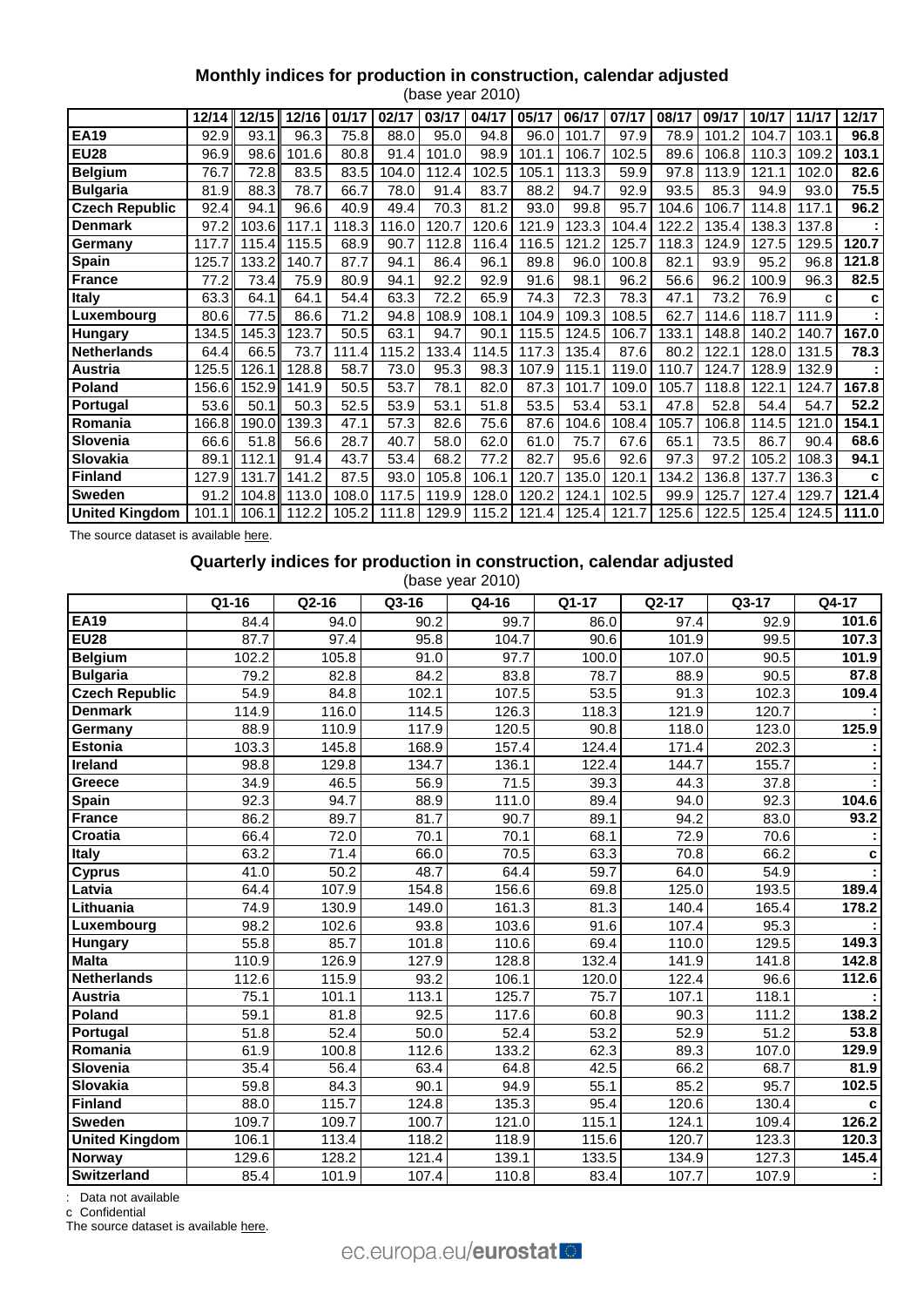## Monthly indices for production in construction, calendar adjusted

(base year 2010)

| | 12/14 | 12/15 | 12/16 | 01/17 | 02/17 | 03/17 | 04/17 | 05/17 | 06/17 | 07/17 | 08/17 | 09/17 | 10/17 | 11/17 | 12/17 |
|---|---|---|---|---|---|---|---|---|---|---|---|---|---|---|---|
| **EA19** | 92.9 | 93.1 | 96.3 | 75.8 | 88.0 | 95.0 | 94.8 | 96.0 | 101.7 | 97.9 | 78.9 | 101.2 | 104.7 | 103.1 | **96.8** |
| **EU28** | 96.9 | 98.6 | 101.6 | 80.8 | 91.4 | 101.0 | 98.9 | 101.1 | 106.7 | 102.5 | 89.6 | 106.8 | 110.3 | 109.2 | **103.1** |
| **Belgium** | 76.7 | 72.8 | 83.5 | 83.5 | 104.0 | 112.4 | 102.5 | 105.1 | 113.3 | 59.9 | 97.8 | 113.9 | 121.1 | 102.0 | **82.6** |
| **Bulgaria** | 81.9 | 88.3 | 78.7 | 66.7 | 78.0 | 91.4 | 83.7 | 88.2 | 94.7 | 92.9 | 93.5 | 85.3 | 94.9 | 93.0 | **75.5** |
| **Czech Republic** | 92.4 | 94.1 | 96.6 | 40.9 | 49.4 | 70.3 | 81.2 | 93.0 | 99.8 | 95.7 | 104.6 | 106.7 | 114.8 | 117.1 | **96.2** |
| **Denmark** | 97.2 | 103.6 | 117.1 | 118.3 | 116.0 | 120.7 | 120.6 | 121.9 | 123.3 | 104.4 | 122.2 | 135.4 | 138.3 | 137.8 | **:** |
| **Germany** | 117.7 | 115.4 | 115.5 | 68.9 | 90.7 | 112.8 | 116.4 | 116.5 | 121.2 | 125.7 | 118.3 | 124.9 | 127.5 | 129.5 | **120.7** |
| **Spain** | 125.7 | 133.2 | 140.7 | 87.7 | 94.1 | 86.4 | 96.1 | 89.8 | 96.0 | 100.8 | 82.1 | 93.9 | 95.2 | 96.8 | **121.8** |
| **France** | 77.2 | 73.4 | 75.9 | 80.9 | 94.1 | 92.2 | 92.9 | 91.6 | 98.1 | 96.2 | 56.6 | 96.2 | 100.9 | 96.3 | **82.5** |
| **Italy** | 63.3 | 64.1 | 64.1 | 54.4 | 63.3 | 72.2 | 65.9 | 74.3 | 72.3 | 78.3 | 47.1 | 73.2 | 76.9 | c | **c** |
| **Luxembourg** | 80.6 | 77.5 | 86.6 | 71.2 | 94.8 | 108.9 | 108.1 | 104.9 | 109.3 | 108.5 | 62.7 | 114.6 | 118.7 | 111.9 | **:** |
| **Hungary** | 134.5 | 145.3 | 123.7 | 50.5 | 63.1 | 94.7 | 90.1 | 115.5 | 124.5 | 106.7 | 133.1 | 148.8 | 140.2 | 140.7 | **167.0** |
| **Netherlands** | 64.4 | 66.5 | 73.7 | 111.4 | 115.2 | 133.4 | 114.5 | 117.3 | 135.4 | 87.6 | 80.2 | 122.1 | 128.0 | 131.5 | **78.3** |
| **Austria** | 125.5 | 126.1 | 128.8 | 58.7 | 73.0 | 95.3 | 98.3 | 107.9 | 115.1 | 119.0 | 110.7 | 124.7 | 128.9 | 132.9 | **:** |
| **Poland** | 156.6 | 152.9 | 141.9 | 50.5 | 53.7 | 78.1 | 82.0 | 87.3 | 101.7 | 109.0 | 105.7 | 118.8 | 122.1 | 124.7 | **167.8** |
| **Portugal** | 53.6 | 50.1 | 50.3 | 52.5 | 53.9 | 53.1 | 51.8 | 53.5 | 53.4 | 53.1 | 47.8 | 52.8 | 54.4 | 54.7 | **52.2** |
| **Romania** | 166.8 | 190.0 | 139.3 | 47.1 | 57.3 | 82.6 | 75.6 | 87.6 | 104.6 | 108.4 | 105.7 | 106.8 | 114.5 | 121.0 | **154.1** |
| **Slovenia** | 66.6 | 51.8 | 56.6 | 28.7 | 40.7 | 58.0 | 62.0 | 61.0 | 75.7 | 67.6 | 65.1 | 73.5 | 86.7 | 90.4 | **68.6** |
| **Slovakia** | 89.1 | 112.1 | 91.4 | 43.7 | 53.4 | 68.2 | 77.2 | 82.7 | 95.6 | 92.6 | 97.3 | 97.2 | 105.2 | 108.3 | **94.1** |
| **Finland** | 127.9 | 131.7 | 141.2 | 87.5 | 93.0 | 105.8 | 106.1 | 120.7 | 135.0 | 120.1 | 134.2 | 136.8 | 137.7 | 136.3 | **c** |
| **Sweden** | 91.2 | 104.8 | 113.0 | 108.0 | 117.5 | 119.9 | 128.0 | 120.2 | 124.1 | 102.5 | 99.9 | 125.7 | 127.4 | 129.7 | **121.4** |
| **United Kingdom** | 101.1 | 106.1 | 112.2 | 105.2 | 111.8 | 129.9 | 115.2 | 121.4 | 125.4 | 121.7 | 125.6 | 122.5 | 125.4 | 124.5 | **111.0** |

The source dataset is available here.

## Quarterly indices for production in construction, calendar adjusted

(base year 2010)

| | Q1-16 | Q2-16 | Q3-16 | Q4-16 | Q1-17 | Q2-17 | Q3-17 | Q4-17 |
|---|---|---|---|---|---|---|---|---|
| **EA19** | 84.4 | 94.0 | 90.2 | 99.7 | 86.0 | 97.4 | 92.9 | **101.6** |
| **EU28** | 87.7 | 97.4 | 95.8 | 104.7 | 90.6 | 101.9 | 99.5 | **107.3** |
| **Belgium** | 102.2 | 105.8 | 91.0 | 97.7 | 100.0 | 107.0 | 90.5 | **101.9** |
| **Bulgaria** | 79.2 | 82.8 | 84.2 | 83.8 | 78.7 | 88.9 | 90.5 | **87.8** |
| **Czech Republic** | 54.9 | 84.8 | 102.1 | 107.5 | 53.5 | 91.3 | 102.3 | **109.4** |
| **Denmark** | 114.9 | 116.0 | 114.5 | 126.3 | 118.3 | 121.9 | 120.7 | **:** |
| **Germany** | 88.9 | 110.9 | 117.9 | 120.5 | 90.8 | 118.0 | 123.0 | **125.9** |
| **Estonia** | 103.3 | 145.8 | 168.9 | 157.4 | 124.4 | 171.4 | 202.3 | **:** |
| **Ireland** | 98.8 | 129.8 | 134.7 | 136.1 | 122.4 | 144.7 | 155.7 | **:** |
| **Greece** | 34.9 | 46.5 | 56.9 | 71.5 | 39.3 | 44.3 | 37.8 | **:** |
| **Spain** | 92.3 | 94.7 | 88.9 | 111.0 | 89.4 | 94.0 | 92.3 | **104.6** |
| **France** | 86.2 | 89.7 | 81.7 | 90.7 | 89.1 | 94.2 | 83.0 | **93.2** |
| **Croatia** | 66.4 | 72.0 | 70.1 | 70.1 | 68.1 | 72.9 | 70.6 | **:** |
| **Italy** | 63.2 | 71.4 | 66.0 | 70.5 | 63.3 | 70.8 | 66.2 | **c** |
| **Cyprus** | 41.0 | 50.2 | 48.7 | 64.4 | 59.7 | 64.0 | 54.9 | **:** |
| **Latvia** | 64.4 | 107.9 | 154.8 | 156.6 | 69.8 | 125.0 | 193.5 | **189.4** |
| **Lithuania** | 74.9 | 130.9 | 149.0 | 161.3 | 81.3 | 140.4 | 165.4 | **178.2** |
| **Luxembourg** | 98.2 | 102.6 | 93.8 | 103.6 | 91.6 | 107.4 | 95.3 | **:** |
| **Hungary** | 55.8 | 85.7 | 101.8 | 110.6 | 69.4 | 110.0 | 129.5 | **149.3** |
| **Malta** | 110.9 | 126.9 | 127.9 | 128.8 | 132.4 | 141.9 | 141.8 | **142.8** |
| **Netherlands** | 112.6 | 115.9 | 93.2 | 106.1 | 120.0 | 122.4 | 96.6 | **112.6** |
| **Austria** | 75.1 | 101.1 | 113.1 | 125.7 | 75.7 | 107.1 | 118.1 | **:** |
| **Poland** | 59.1 | 81.8 | 92.5 | 117.6 | 60.8 | 90.3 | 111.2 | **138.2** |
| **Portugal** | 51.8 | 52.4 | 50.0 | 52.4 | 53.2 | 52.9 | 51.2 | **53.8** |
| **Romania** | 61.9 | 100.8 | 112.6 | 133.2 | 62.3 | 89.3 | 107.0 | **129.9** |
| **Slovenia** | 35.4 | 56.4 | 63.4 | 64.8 | 42.5 | 66.2 | 68.7 | **81.9** |
| **Slovakia** | 59.8 | 84.3 | 90.1 | 94.9 | 55.1 | 85.2 | 95.7 | **102.5** |
| **Finland** | 88.0 | 115.7 | 124.8 | 135.3 | 95.4 | 120.6 | 130.4 | **c** |
| **Sweden** | 109.7 | 109.7 | 100.7 | 121.0 | 115.1 | 124.1 | 109.4 | **126.2** |
| **United Kingdom** | 106.1 | 113.4 | 118.2 | 118.9 | 115.6 | 120.7 | 123.3 | **120.3** |
| **Norway** | 129.6 | 128.2 | 121.4 | 139.1 | 133.5 | 134.9 | 127.3 | **145.4** |
| **Switzerland** | 85.4 | 101.9 | 107.4 | 110.8 | 83.4 | 107.7 | 107.9 | **:** |

: Data not available

c Confidential

The source dataset is available here.

ec.europa.eu/eurostat